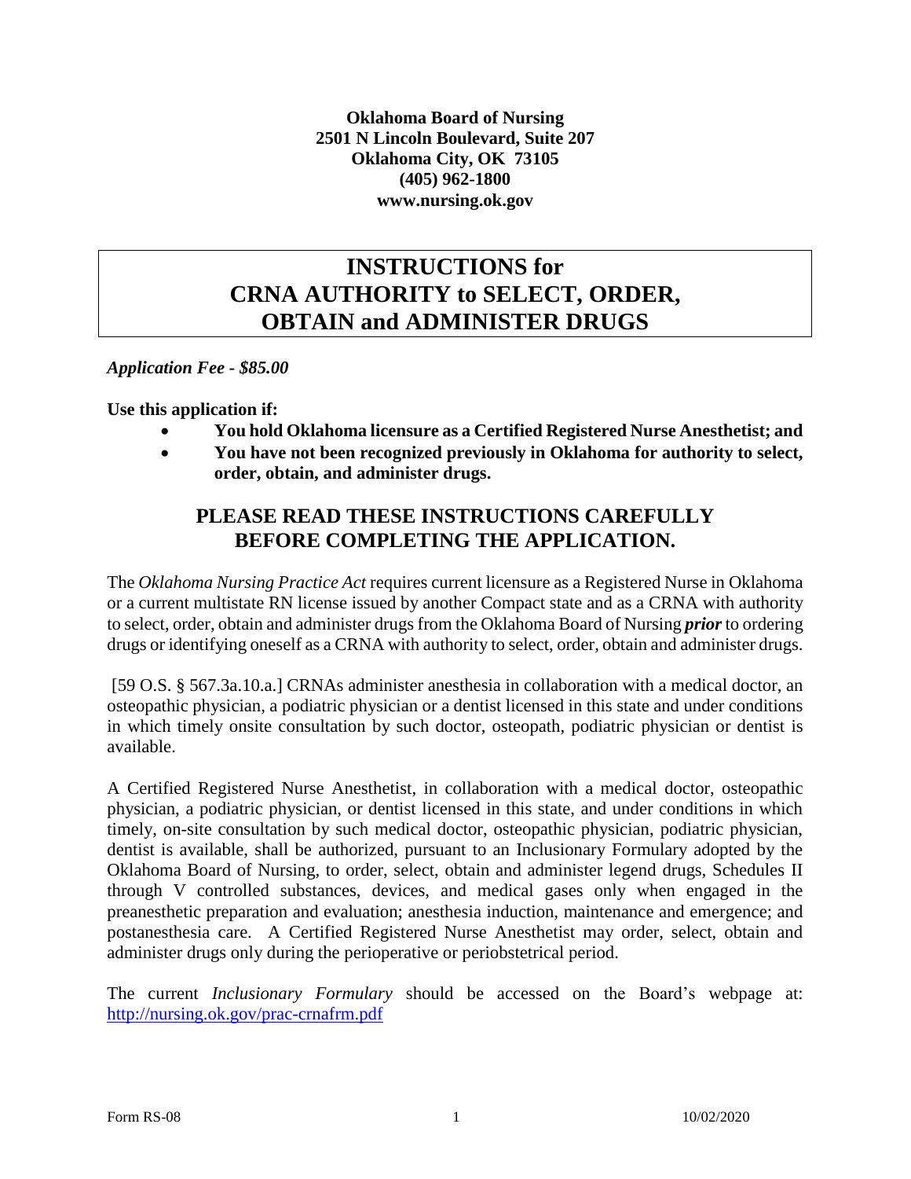**Oklahoma Board of Nursing**
**2501 N Lincoln Boulevard, Suite 207**
**Oklahoma City, OK 73105**
**(405) 962-1800**
**www.nursing.ok.gov**

# INSTRUCTIONS for CRNA AUTHORITY to SELECT, ORDER, OBTAIN and ADMINISTER DRUGS

***Application Fee - $85.00***

**Use this application if:**

- **You hold Oklahoma licensure as a Certified Registered Nurse Anesthetist; and**
- **You have not been recognized previously in Oklahoma for authority to select, order, obtain, and administer drugs.**

## PLEASE READ THESE INSTRUCTIONS CAREFULLY BEFORE COMPLETING THE APPLICATION.

The *Oklahoma Nursing Practice Act* requires current licensure as a Registered Nurse in Oklahoma or a current multistate RN license issued by another Compact state and as a CRNA with authority to select, order, obtain and administer drugs from the Oklahoma Board of Nursing ***prior*** to ordering drugs or identifying oneself as a CRNA with authority to select, order, obtain and administer drugs.

[59 O.S. § 567.3a.10.a.] CRNAs administer anesthesia in collaboration with a medical doctor, an osteopathic physician, a podiatric physician or a dentist licensed in this state and under conditions in which timely onsite consultation by such doctor, osteopath, podiatric physician or dentist is available.

A Certified Registered Nurse Anesthetist, in collaboration with a medical doctor, osteopathic physician, a podiatric physician, or dentist licensed in this state, and under conditions in which timely, on-site consultation by such medical doctor, osteopathic physician, podiatric physician, dentist is available, shall be authorized, pursuant to an Inclusionary Formulary adopted by the Oklahoma Board of Nursing, to order, select, obtain and administer legend drugs, Schedules II through V controlled substances, devices, and medical gases only when engaged in the preanesthetic preparation and evaluation; anesthesia induction, maintenance and emergence; and postanesthesia care. A Certified Registered Nurse Anesthetist may order, select, obtain and administer drugs only during the perioperative or periobstetrical period.

The current *Inclusionary Formulary* should be accessed on the Board's webpage at: http://nursing.ok.gov/prac-crnafrm.pdf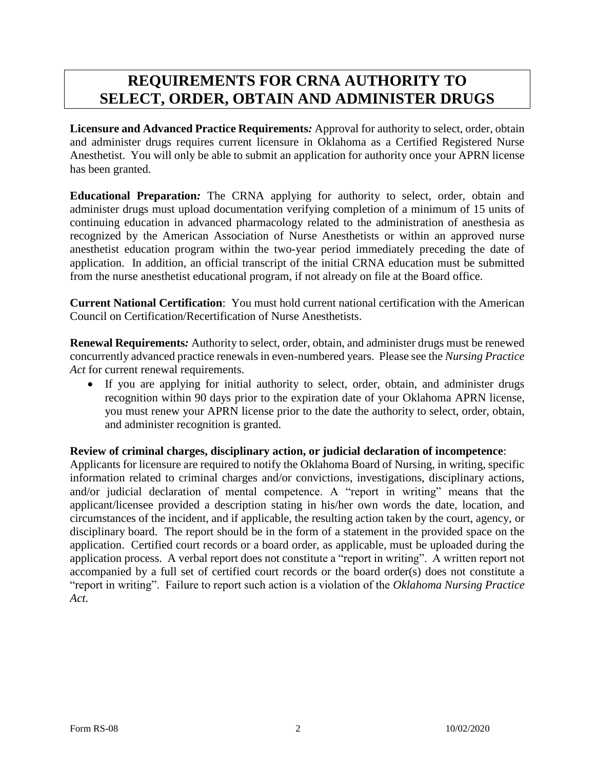# REQUIREMENTS FOR CRNA AUTHORITY TO SELECT, ORDER, OBTAIN AND ADMINISTER DRUGS

**Licensure and Advanced Practice Requirements*:*** Approval for authority to select, order, obtain and administer drugs requires current licensure in Oklahoma as a Certified Registered Nurse Anesthetist. You will only be able to submit an application for authority once your APRN license has been granted.

**Educational Preparation*:*** The CRNA applying for authority to select, order, obtain and administer drugs must upload documentation verifying completion of a minimum of 15 units of continuing education in advanced pharmacology related to the administration of anesthesia as recognized by the American Association of Nurse Anesthetists or within an approved nurse anesthetist education program within the two-year period immediately preceding the date of application. In addition, an official transcript of the initial CRNA education must be submitted from the nurse anesthetist educational program, if not already on file at the Board office.

**Current National Certification**: You must hold current national certification with the American Council on Certification/Recertification of Nurse Anesthetists.

**Renewal Requirements*:*** Authority to select, order, obtain, and administer drugs must be renewed concurrently advanced practice renewals in even-numbered years. Please see the *Nursing Practice Act* for current renewal requirements.

- If you are applying for initial authority to select, order, obtain, and administer drugs recognition within 90 days prior to the expiration date of your Oklahoma APRN license, you must renew your APRN license prior to the date the authority to select, order, obtain, and administer recognition is granted.

**Review of criminal charges, disciplinary action, or judicial declaration of incompetence**:
Applicants for licensure are required to notify the Oklahoma Board of Nursing, in writing, specific information related to criminal charges and/or convictions, investigations, disciplinary actions, and/or judicial declaration of mental competence. A "report in writing" means that the applicant/licensee provided a description stating in his/her own words the date, location, and circumstances of the incident, and if applicable, the resulting action taken by the court, agency, or disciplinary board. The report should be in the form of a statement in the provided space on the application. Certified court records or a board order, as applicable, must be uploaded during the application process. A verbal report does not constitute a "report in writing". A written report not accompanied by a full set of certified court records or the board order(s) does not constitute a "report in writing". Failure to report such action is a violation of the *Oklahoma Nursing Practice Act*.

Form RS-08 10/02/2020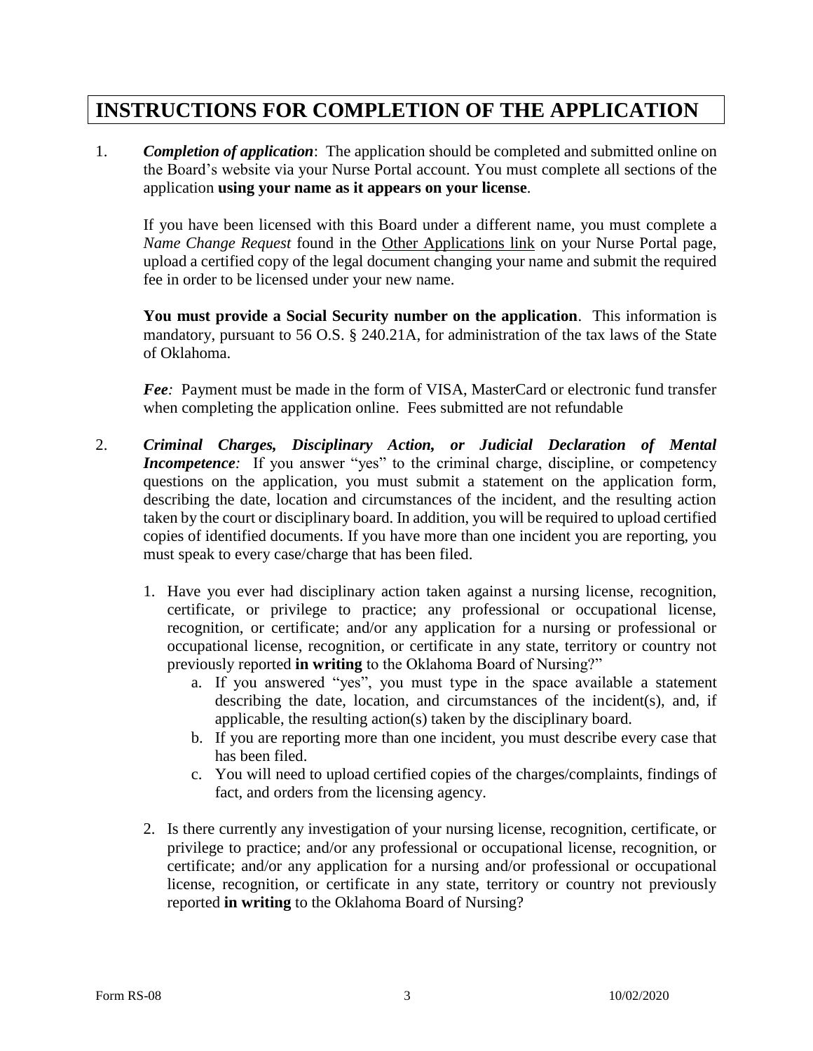# INSTRUCTIONS FOR COMPLETION OF THE APPLICATION

1. ***Completion of application***: The application should be completed and submitted online on the Board's website via your Nurse Portal account. You must complete all sections of the application **using your name as it appears on your license**.

   If you have been licensed with this Board under a different name, you must complete a *Name Change Request* found in the Other Applications link on your Nurse Portal page, upload a certified copy of the legal document changing your name and submit the required fee in order to be licensed under your new name.

   **You must provide a Social Security number on the application**. This information is mandatory, pursuant to 56 O.S. § 240.21A, for administration of the tax laws of the State of Oklahoma.

   ***Fee:*** Payment must be made in the form of VISA, MasterCard or electronic fund transfer when completing the application online. Fees submitted are not refundable

2. ***Criminal Charges, Disciplinary Action, or Judicial Declaration of Mental Incompetence:*** If you answer "yes" to the criminal charge, discipline, or competency questions on the application, you must submit a statement on the application form, describing the date, location and circumstances of the incident, and the resulting action taken by the court or disciplinary board. In addition, you will be required to upload certified copies of identified documents. If you have more than one incident you are reporting, you must speak to every case/charge that has been filed.

   1. Have you ever had disciplinary action taken against a nursing license, recognition, certificate, or privilege to practice; any professional or occupational license, recognition, or certificate; and/or any application for a nursing or professional or occupational license, recognition, or certificate in any state, territory or country not previously reported **in writing** to the Oklahoma Board of Nursing?"
      a. If you answered "yes", you must type in the space available a statement describing the date, location, and circumstances of the incident(s), and, if applicable, the resulting action(s) taken by the disciplinary board.
      b. If you are reporting more than one incident, you must describe every case that has been filed.
      c. You will need to upload certified copies of the charges/complaints, findings of fact, and orders from the licensing agency.

   2. Is there currently any investigation of your nursing license, recognition, certificate, or privilege to practice; and/or any professional or occupational license, recognition, or certificate; and/or any application for a nursing and/or professional or occupational license, recognition, or certificate in any state, territory or country not previously reported **in writing** to the Oklahoma Board of Nursing?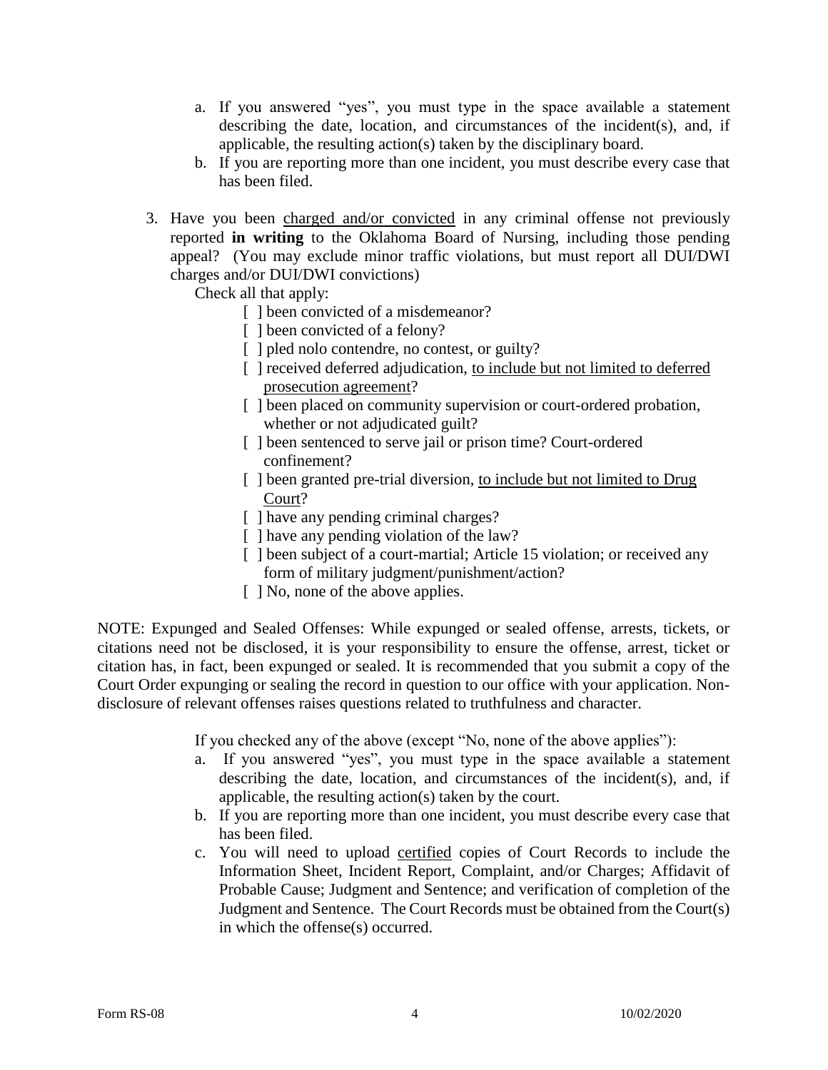a. If you answered "yes", you must type in the space available a statement describing the date, location, and circumstances of the incident(s), and, if applicable, the resulting action(s) taken by the disciplinary board.
b. If you are reporting more than one incident, you must describe every case that has been filed.

3. Have you been <u>charged and/or convicted</u> in any criminal offense not previously reported **in writing** to the Oklahoma Board of Nursing, including those pending appeal? (You may exclude minor traffic violations, but must report all DUI/DWI charges and/or DUI/DWI convictions)

   Check all that apply:

   - [ ] been convicted of a misdemeanor?
   - [ ] been convicted of a felony?
   - [ ] pled nolo contendre, no contest, or guilty?
   - [ ] received deferred adjudication, <u>to include but not limited to deferred prosecution agreement</u>?
   - [ ] been placed on community supervision or court-ordered probation, whether or not adjudicated guilt?
   - [ ] been sentenced to serve jail or prison time? Court-ordered confinement?
   - [ ] been granted pre-trial diversion, <u>to include but not limited to Drug Court</u>?
   - [ ] have any pending criminal charges?
   - [ ] have any pending violation of the law?
   - [ ] been subject of a court-martial; Article 15 violation; or received any form of military judgment/punishment/action?
   - [ ] No, none of the above applies.

NOTE: Expunged and Sealed Offenses: While expunged or sealed offense, arrests, tickets, or citations need not be disclosed, it is your responsibility to ensure the offense, arrest, ticket or citation has, in fact, been expunged or sealed. It is recommended that you submit a copy of the Court Order expunging or sealing the record in question to our office with your application. Non-disclosure of relevant offenses raises questions related to truthfulness and character.

If you checked any of the above (except "No, none of the above applies"):

a. If you answered "yes", you must type in the space available a statement describing the date, location, and circumstances of the incident(s), and, if applicable, the resulting action(s) taken by the court.
b. If you are reporting more than one incident, you must describe every case that has been filed.
c. You will need to upload <u>certified</u> copies of Court Records to include the Information Sheet, Incident Report, Complaint, and/or Charges; Affidavit of Probable Cause; Judgment and Sentence; and verification of completion of the Judgment and Sentence. The Court Records must be obtained from the Court(s) in which the offense(s) occurred.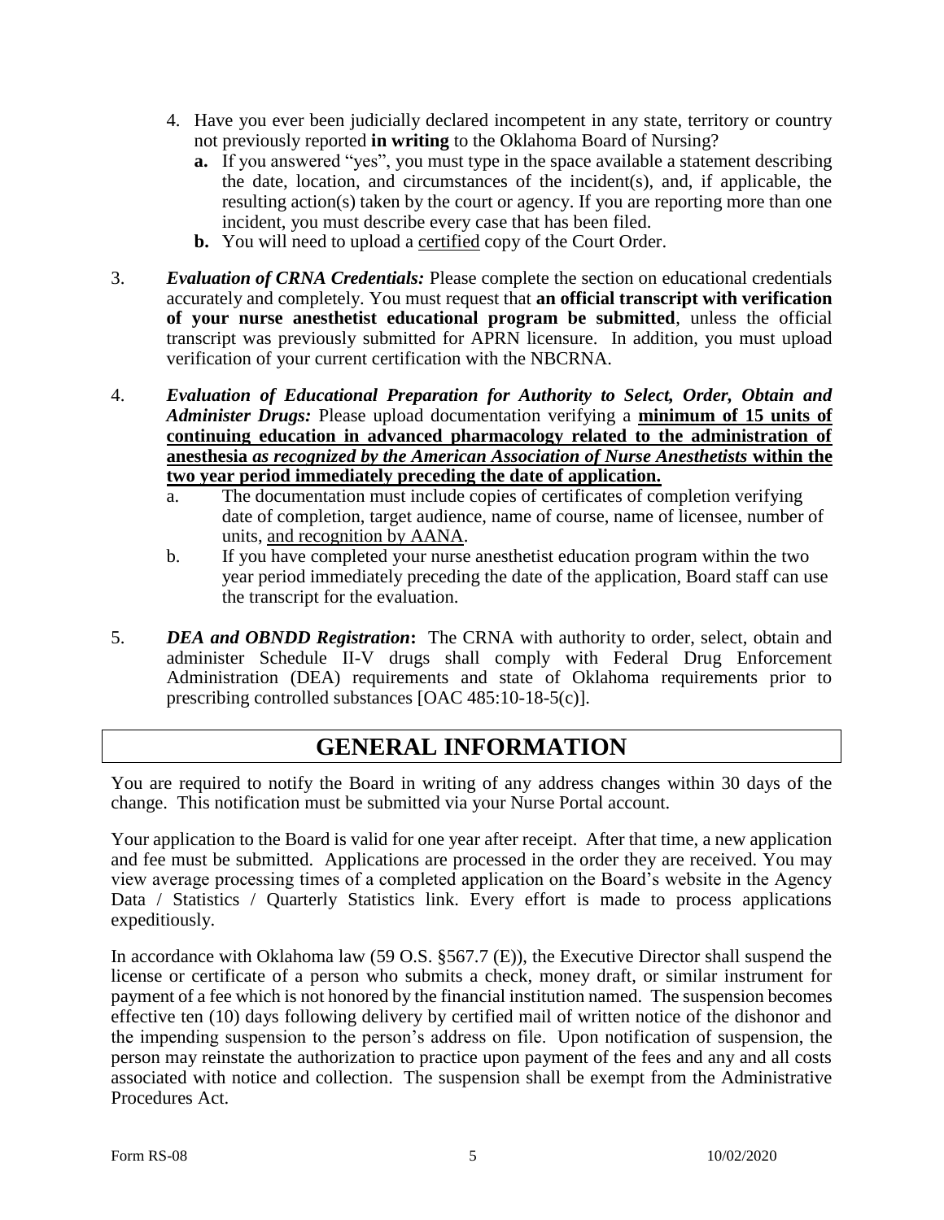4. Have you ever been judicially declared incompetent in any state, territory or country not previously reported **in writing** to the Oklahoma Board of Nursing?
   - **a.** If you answered "yes", you must type in the space available a statement describing the date, location, and circumstances of the incident(s), and, if applicable, the resulting action(s) taken by the court or agency. If you are reporting more than one incident, you must describe every case that has been filed.
   - **b.** You will need to upload a <u>certified</u> copy of the Court Order.

3. ***Evaluation of CRNA Credentials:*** Please complete the section on educational credentials accurately and completely. You must request that **an official transcript with verification of your nurse anesthetist educational program be submitted**, unless the official transcript was previously submitted for APRN licensure. In addition, you must upload verification of your current certification with the NBCRNA.

4. ***Evaluation of Educational Preparation for Authority to Select, Order, Obtain and Administer Drugs:*** Please upload documentation verifying a **<u>minimum of 15 units of continuing education in advanced pharmacology related to the administration of anesthesia *as recognized by the American Association of Nurse Anesthetists* within the two year period immediately preceding the date of application.</u>**
   - a. The documentation must include copies of certificates of completion verifying date of completion, target audience, name of course, name of licensee, number of units, <u>and recognition by AANA</u>.
   - b. If you have completed your nurse anesthetist education program within the two year period immediately preceding the date of the application, Board staff can use the transcript for the evaluation.

5. ***DEA and OBNDD Registration*:** The CRNA with authority to order, select, obtain and administer Schedule II-V drugs shall comply with Federal Drug Enforcement Administration (DEA) requirements and state of Oklahoma requirements prior to prescribing controlled substances [OAC 485:10-18-5(c)].

# GENERAL INFORMATION

You are required to notify the Board in writing of any address changes within 30 days of the change. This notification must be submitted via your Nurse Portal account.

Your application to the Board is valid for one year after receipt. After that time, a new application and fee must be submitted. Applications are processed in the order they are received. You may view average processing times of a completed application on the Board's website in the Agency Data / Statistics / Quarterly Statistics link. Every effort is made to process applications expeditiously.

In accordance with Oklahoma law (59 O.S. §567.7 (E)), the Executive Director shall suspend the license or certificate of a person who submits a check, money draft, or similar instrument for payment of a fee which is not honored by the financial institution named. The suspension becomes effective ten (10) days following delivery by certified mail of written notice of the dishonor and the impending suspension to the person's address on file. Upon notification of suspension, the person may reinstate the authorization to practice upon payment of the fees and any and all costs associated with notice and collection. The suspension shall be exempt from the Administrative Procedures Act.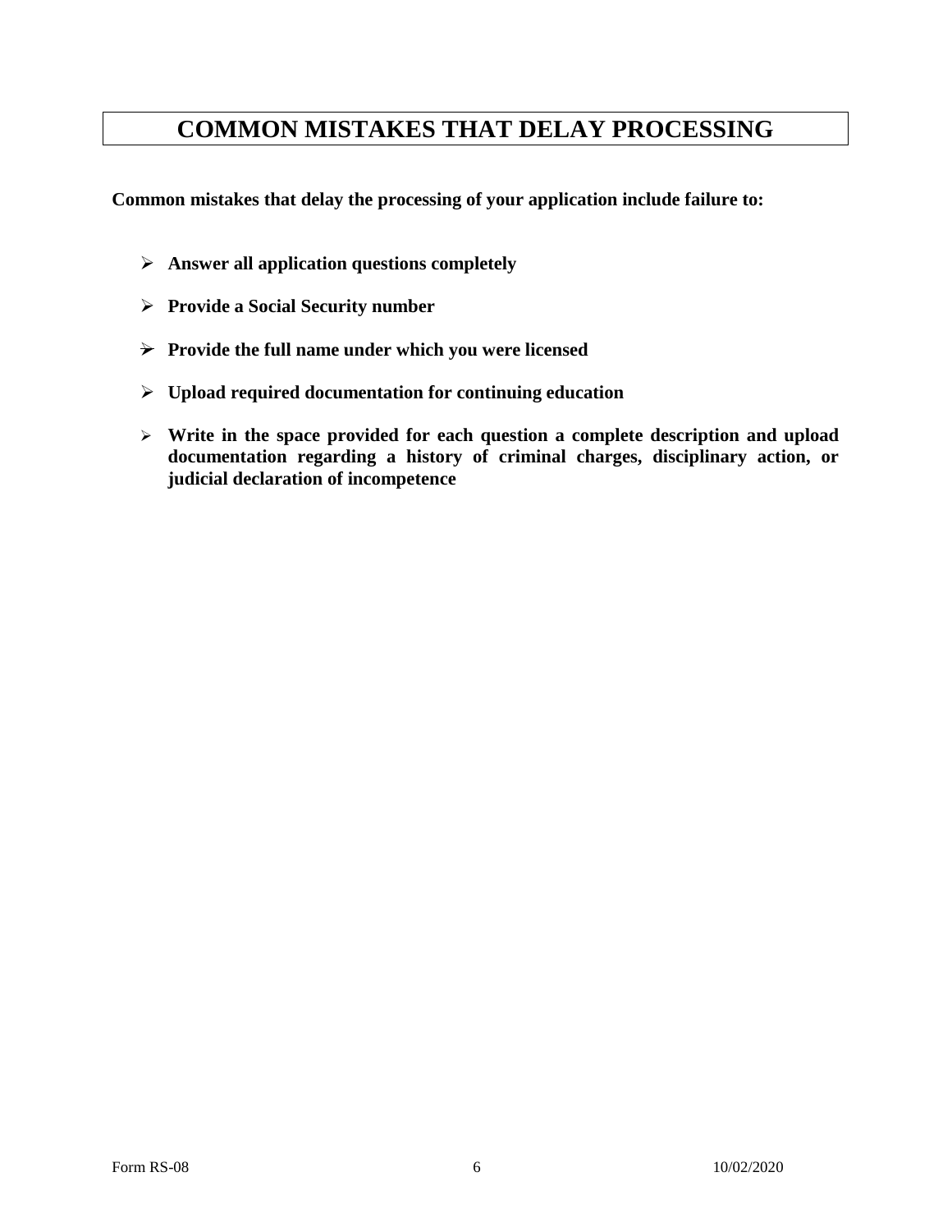# COMMON MISTAKES THAT DELAY PROCESSING

**Common mistakes that delay the processing of your application include failure to:**

- **Answer all application questions completely**
- **Provide a Social Security number**
- **Provide the full name under which you were licensed**
- **Upload required documentation for continuing education**
- **Write in the space provided for each question a complete description and upload documentation regarding a history of criminal charges, disciplinary action, or judicial declaration of incompetence**